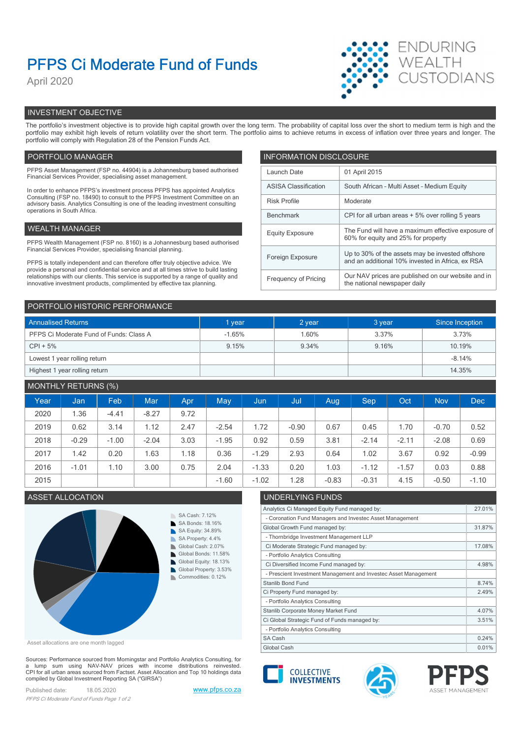# PFPS Ci Moderate Fund of Funds

April 2020

ENDURING WEALTH CUSTODIANS

## INVESTMENT OBJECTIVE

The portfolio's investment objective is to provide high capital growth over the long term. The probability of capital loss over the short to medium term is high and the portfolio may exhibit high levels of return volatility over the short term. The portfolio aims to achieve returns in excess of inflation over three years and longer. The portfolio will comply with Regulation 28 of the Pension Funds Act.

## PORTFOLIO MANAGER

PFPS Asset Management (FSP no. 44904) is a Johannesburg based authorised Financial Services Provider, specialising asset management.

In order to enhance PFPS's investment process PFPS has appointed Analytics Consulting (FSP no. 18490) to consult to the PFPS Investment Committee on an advisory basis. Analytics Consulting is one of the leading investment consulting operations in South Africa.

## WEALTH MANAGER

PFPS Wealth Management (FSP no. 8160) is a Johannesburg based authorised Financial Services Provider, specialising financial planning.

PFPS is totally independent and can therefore offer truly objective advice. We provide a personal and confidential service and at all times strive to build lasting relationships with our clients. This service is supported by a range of quality and innovative investment products, complimented by effective tax planning.

## INFORMATION DISCLOSURE

| | |
|---|---|
| Launch Date | 01 April 2015 |
| ASISA Classification | South African - Multi Asset - Medium Equity |
| Risk Profile | Moderate |
| Benchmark | CPI for all urban areas + 5% over rolling 5 years |
| Equity Exposure | The Fund will have a maximum effective exposure of 60% for equity and 25% for property |
| Foreign Exposure | Up to 30% of the assets may be invested offshore and an additional 10% invested in Africa, ex RSA |
| Frequency of Pricing | Our NAV prices are published on our website and in the national newspaper daily |

## PORTFOLIO HISTORIC PERFORMANCE

| Annualised Returns | 1 year | 2 year | 3 year | Since Inception |
|---|---|---|---|---|
| PFPS Ci Moderate Fund of Funds: Class A | -1.65% | 1.60% | 3.37% | 3.73% |
| CPI + 5% | 9.15% | 9.34% | 9.16% | 10.19% |
| Lowest 1 year rolling return | | | | -8.14% |
| Highest 1 year rolling return | | | | 14.35% |

## MONTHLY RETURNS (%)

| Year | Jan | Feb | Mar | Apr | May | Jun | Jul | Aug | Sep | Oct | Nov | Dec |
|---|---|---|---|---|---|---|---|---|---|---|---|---|
| 2020 | 1.36 | -4.41 | -8.27 | 9.72 | | | | | | | | |
| 2019 | 0.62 | 3.14 | 1.12 | 2.47 | -2.54 | 1.72 | -0.90 | 0.67 | 0.45 | 1.70 | -0.70 | 0.52 |
| 2018 | -0.29 | -1.00 | -2.04 | 3.03 | -1.95 | 0.92 | 0.59 | 3.81 | -2.14 | -2.11 | -2.08 | 0.69 |
| 2017 | 1.42 | 0.20 | 1.63 | 1.18 | 0.36 | -1.29 | 2.93 | 0.64 | 1.02 | 3.67 | 0.92 | -0.99 |
| 2016 | -1.01 | 1.10 | 3.00 | 0.75 | 2.04 | -1.33 | 0.20 | 1.03 | -1.12 | -1.57 | 0.03 | 0.88 |
| 2015 | | | | | -1.60 | -1.02 | 1.28 | -0.83 | -0.31 | 4.15 | -0.50 | -1.10 |

## ASSET ALLOCATION

- SA Cash: 7.12%
- SA Bonds: 18.16%
- SA Equity: 34.89%
- SA Property: 4.4%
- Global Cash: 2.07%
- Global Bonds: 11.58%
- Global Equity: 18.13%
- Global Property: 3.53%
- Commodities: 0.12%

Asset allocations are one month lagged

## UNDERLYING FUNDS

| | |
|---|---|
| Analytics Ci Managed Equity Fund managed by: | 27.01% |
| - Coronation Fund Managers and Investec Asset Management | |
| Global Growth Fund managed by: | 31.87% |
| - Thornbridge Investment Management LLP | |
| Ci Moderate Strategic Fund managed by: | 17.08% |
| - Portfolio Analytics Consulting | |
| Ci Diversified Income Fund managed by: | 4.98% |
| - Prescient Investment Management and Investec Asset Management | |
| Stanlib Bond Fund | 8.74% |
| Ci Property Fund managed by: | 2.49% |
| - Portfolio Analytics Consulting | |
| Stanlib Corporate Money Market Fund | 4.07% |
| Ci Global Strategic Fund of Funds managed by: | 3.51% |
| - Portfolio Analytics Consulting | |
| SA Cash | 0.24% |
| Global Cash | 0.01% |

Sources: Performance sourced from Morningstar and Portfolio Analytics Consulting, for a lump sum using NAV-NAV prices with income distributions reinvested. CPI for all urban areas sourced from Factset. Asset Allocation and Top 10 holdings data compiled by Global Investment Reporting SA ("GIRSA")

Published date: 18.05.2020

www.pfps.co.za

COLLECTIVE INVESTMENTS

PFPS ASSET MANAGEMENT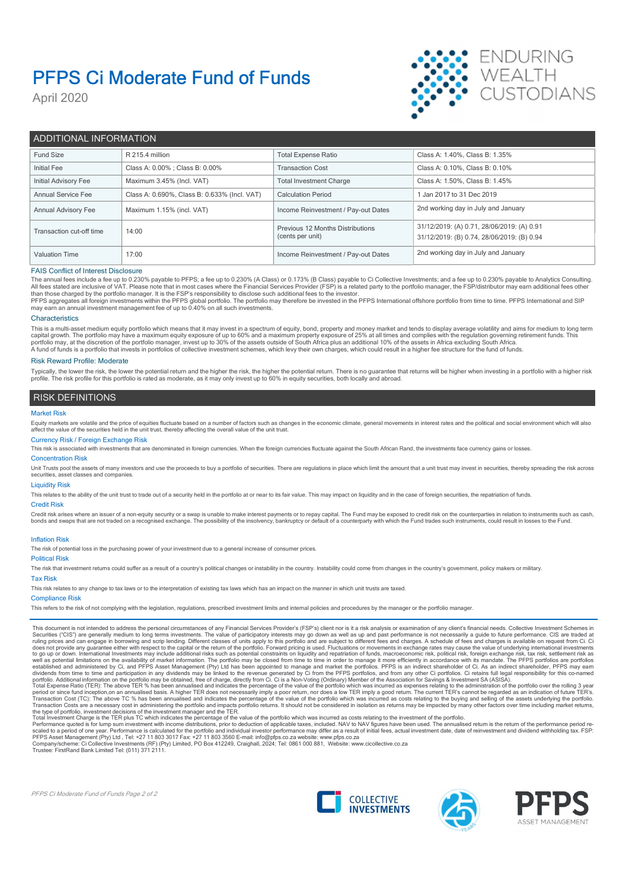# PFPS Ci Moderate Fund of Funds

April 2020

ENDURING WEALTH CUSTODIANS

## ADDITIONAL INFORMATION

| | | | |
|---|---|---|---|
| Fund Size | R 215.4 million | Total Expense Ratio | Class A: 1.40%, Class B: 1.35% |
| Initial Fee | Class A: 0.00% ; Class B: 0.00% | Transaction Cost | Class A: 0.10%, Class B: 0.10% |
| Initial Advisory Fee | Maximum 3.45% (Incl. VAT) | Total Investment Charge | Class A: 1.50%, Class B: 1.45% |
| Annual Service Fee | Class A: 0.690%, Class B: 0.633% (Incl. VAT) | Calculation Period | 1 Jan 2017 to 31 Dec 2019 |
| Annual Advisory Fee | Maximum 1.15% (incl. VAT) | Income Reinvestment / Pay-out Dates | 2nd working day in July and January |
| Transaction cut-off time | 14:00 | Previous 12 Months Distributions (cents per unit) | 31/12/2019: (A) 0.71, 28/06/2019: (A) 0.91<br>31/12/2019: (B) 0.74, 28/06/2019: (B) 0.94 |
| Valuation Time | 17:00 | Income Reinvestment / Pay-out Dates | 2nd working day in July and January |

### FAIS Conflict of Interest Disclosure

The annual fees include a fee up to 0.230% payable to PFPS; a fee up to 0.230% (A Class) or 0.173% (B Class) payable to Ci Collective Investments; and a fee up to 0.230% payable to Analytics Consulting. All fees stated are inclusive of VAT. Please note that in most cases where the Financial Services Provider (FSP) is a related party to the portfolio manager, the FSP/distributor may earn additional fees other than those charged by the portfolio manager. It is the FSP's responsibility to disclose such additional fees to the investor.
PFPS aggregates all foreign investments within the PFPS global portfolio. The portfolio may therefore be invested in the PFPS International offshore portfolio from time to time. PFPS International and SIP may earn an annual investment management fee of up to 0.40% on all such investments.

### Characteristics

This is a multi-asset medium equity portfolio which means that it may invest in a spectrum of equity, bond, property and money market and tends to display average volatility and aims for medium to long term capital growth. The portfolio may have a maximum equity exposure of up to 60% and a maximum property exposure of 25% at all times and complies with the regulation governing retirement funds. This portfolio may, at the discretion of the portfolio manager, invest up to 30% of the assets outside of South Africa plus an additional 10% of the assets in Africa excluding South Africa.
A fund of funds is a portfolio that invests in portfolios of collective investment schemes, which levy their own charges, which could result in a higher fee structure for the fund of funds.

### Risk Reward Profile: Moderate

Typically, the lower the risk, the lower the potential return and the higher the risk, the higher the potential return. There is no guarantee that returns will be higher when investing in a portfolio with a higher risk profile. The risk profile for this portfolio is rated as moderate, as it may only invest up to 60% in equity securities, both locally and abroad.

## RISK DEFINITIONS

### Market Risk

Equity markets are volatile and the price of equities fluctuate based on a number of factors such as changes in the economic climate, general movements in interest rates and the political and social environment which will also affect the value of the securities held in the unit trust, thereby affecting the overall value of the unit trust.

### Currency Risk / Foreign Exchange Risk

This risk is associated with investments that are denominated in foreign currencies. When the foreign currencies fluctuate against the South African Rand, the investments face currency gains or losses.

### Concentration Risk

Unit Trusts pool the assets of many investors and use the proceeds to buy a portfolio of securities. There are regulations in place which limit the amount that a unit trust may invest in securities, thereby spreading the risk across securities, asset classes and companies.

### Liquidity Risk

This relates to the ability of the unit trust to trade out of a security held in the portfolio at or near to its fair value. This may impact on liquidity and in the case of foreign securities, the repatriation of funds.

### Credit Risk

Credit risk arises where an issuer of a non-equity security or a swap is unable to make interest payments or to repay capital. The Fund may be exposed to credit risk on the counterparties in relation to instruments such as cash, bonds and swaps that are not traded on a recognised exchange. The possibility of the insolvency, bankruptcy or default of a counterparty with which the Fund trades such instruments, could result in losses to the Fund.

### Inflation Risk

The risk of potential loss in the purchasing power of your investment due to a general increase of consumer prices.

### Political Risk

The risk that investment returns could suffer as a result of a country's political changes or instability in the country. Instability could come from changes in the country's government, policy makers or military.

### Tax Risk

This risk relates to any change to tax laws or to the interpretation of existing tax laws which has an impact on the manner in which unit trusts are taxed.

### Compliance Risk

This refers to the risk of not complying with the legislation, regulations, prescribed investment limits and internal policies and procedures by the manager or the portfolio manager.

This document is not intended to address the personal circumstances of any Financial Services Provider's (FSP's) client nor is it a risk analysis or examination of any client's financial needs. Collective Investment Schemes in Securities ("CIS") are generally medium to long terms investments. The value of participatory interests may go down as well as up and past performance is not necessarily a guide to future performance. CIS are traded at ruling prices and can engage in borrowing and scrip lending. Different classes of units apply to this portfolio and are subject to different fees and charges. A schedule of fees and charges is available on request from Ci. Ci does not provide any guarantee either with respect to the capital or the return of the portfolio. Forward pricing is used. Fluctuations or movements in exchange rates may cause the value of underlying international investments to go up or down. International Investments may include additional risks such as potential constraints on liquidity and repatriation of funds, macroeconomic risk, political risk, foreign exchange risk, tax risk, settlement risk as well as potential limitations on the availability of market information. The portfolio may be closed from time to time in order to manage it more efficiently in accordance with its mandate. The PFPS portfolios are portfolios established and administered by Ci, and PFPS Asset Management (Pty) Ltd has been appointed to manage and market the portfolios. PFPS is an indirect shareholder of Ci. As an indirect shareholder, PFPS may earn dividends from time to time and participation in any dividends may be linked to the revenue generated by Ci from the PFPS portfolios, and from any other Ci portfolios. Ci retains full legal responsibility for this co-named portfolio. Additional information on the portfolio may be obtained, free of charge, directly from Ci. Ci is a Non-Voting (Ordinary) Member of the Association for Savings & Investment SA (ASISA).
Total Expense Ratio (TER): The above TER % has been annualised and indicates the percentage of the value of the portfolio which was incurred as expenses relating to the administration of the portfolio over the rolling 3 year period or since fund inception,on an annualised basis. A higher TER does not necessarily imply a poor return, nor does a low TER imply a good return. The current TER's cannot be regarded as an indication of future TER's. Transaction Cost (TC): The above TC % has been annualised and indicates the percentage of the value of the portfolio which was incurred as costs relating to the buying and selling of the assets underlying the portfolio. Transaction Costs are a necessary cost in administering the portfolio and impacts portfolio returns. It should not be considered in isolation as returns may be impacted by many other factors over time including market returns, the type of portfolio, investment decisions of the investment manager and the TER.
Total Investment Charge is the TER plus TC which indicates the percentage of the value of the portfolio which was incurred as costs relating to the investment of the portfolio.
Performance quoted is for lump sum investment with income distributions, prior to deduction of applicable taxes, included. NAV to NAV figures have been used. The annualised return is the return of the performance period re-scaled to a period of one year. Performance is calculated for the portfolio and individual investor performance may differ as a result of initial fees, actual investment date, date of reinvestment and dividend withholding tax. FSP: PFPS Asset Management (Pty) Ltd , Tel: +27 11 803 3017 Fax: +27 11 803 3560 E-mail: info@pfps.co.za website: www.pfps.co.za
Company/scheme: Ci Collective Investments (RF) (Pty) Limited, PO Box 412249, Craighall, 2024; Tel: 0861 000 881, Website: www.cicollective.co.za
Trustee: FirstRand Bank Limited Tel: (011) 371 2111.

COLLECTIVE INVESTMENTS

PFPS ASSET MANAGEMENT